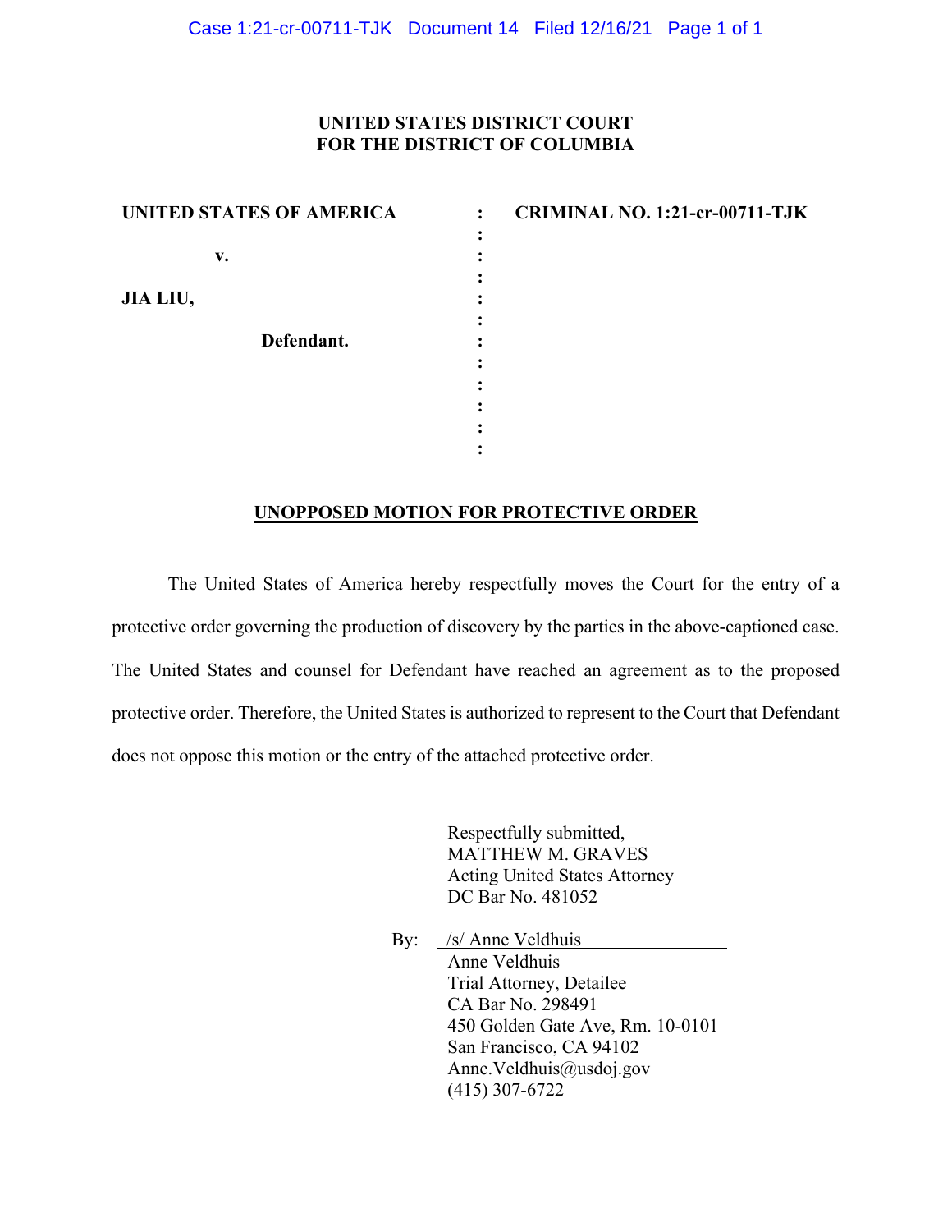**UNITED STATES DISTRICT COURT**
**FOR THE DISTRICT OF COLUMBIA**

| | | |
|---|---|---|
| **UNITED STATES OF AMERICA** | : | **CRIMINAL NO. 1:21-cr-00711-TJK** |
| | : | |
| **v.** | : | |
| | : | |
| **JIA LIU,** | : | |
| | : | |
| **Defendant.** | : | |

**UNOPPOSED MOTION FOR PROTECTIVE ORDER**

The United States of America hereby respectfully moves the Court for the entry of a protective order governing the production of discovery by the parties in the above-captioned case. The United States and counsel for Defendant have reached an agreement as to the proposed protective order. Therefore, the United States is authorized to represent to the Court that Defendant does not oppose this motion or the entry of the attached protective order.

Respectfully submitted,
MATTHEW M. GRAVES
Acting United States Attorney
DC Bar No. 481052

By: /s/ Anne Veldhuis
Anne Veldhuis
Trial Attorney, Detailee
CA Bar No. 298491
450 Golden Gate Ave, Rm. 10-0101
San Francisco, CA 94102
Anne.Veldhuis@usdoj.gov
(415) 307-6722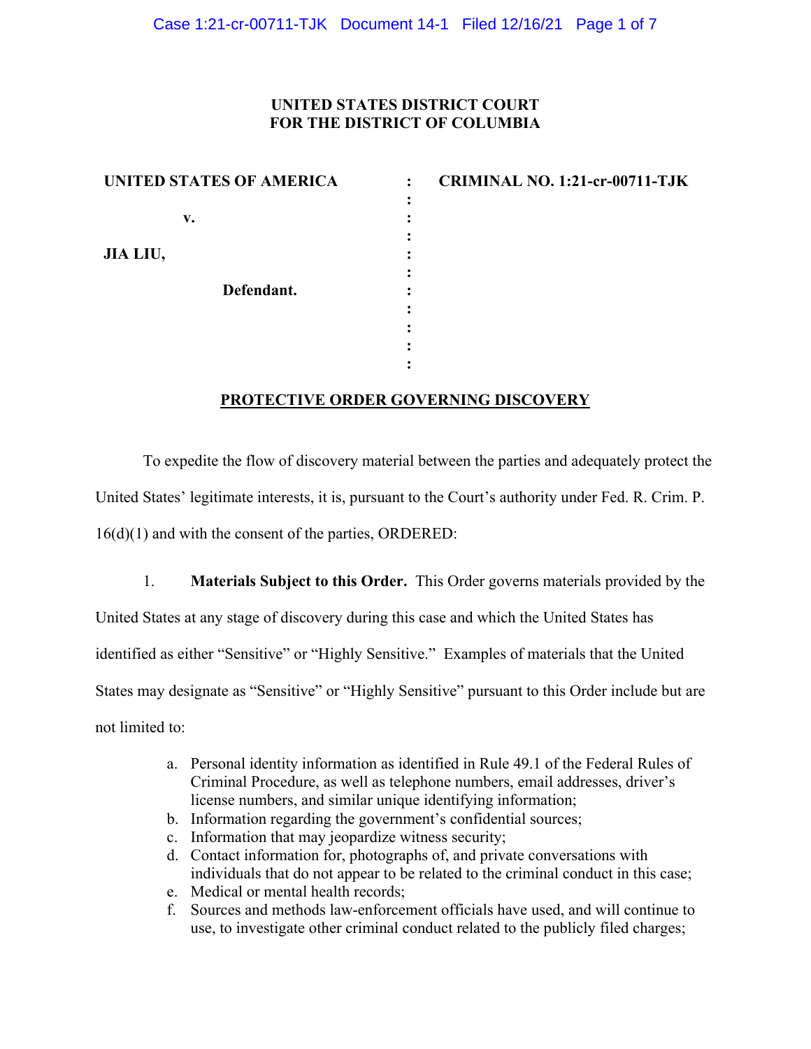**UNITED STATES DISTRICT COURT**
**FOR THE DISTRICT OF COLUMBIA**

| | | |
|---|---|---|
| **UNITED STATES OF AMERICA** | : | **CRIMINAL NO. 1:21-cr-00711-TJK** |
| v. | : | |
| **JIA LIU,** | : | |
| **Defendant.** | : | |

## PROTECTIVE ORDER GOVERNING DISCOVERY

To expedite the flow of discovery material between the parties and adequately protect the United States' legitimate interests, it is, pursuant to the Court's authority under Fed. R. Crim. P. 16(d)(1) and with the consent of the parties, ORDERED:

1. **Materials Subject to this Order.** This Order governs materials provided by the United States at any stage of discovery during this case and which the United States has identified as either "Sensitive" or "Highly Sensitive." Examples of materials that the United States may designate as "Sensitive" or "Highly Sensitive" pursuant to this Order include but are not limited to:

    a. Personal identity information as identified in Rule 49.1 of the Federal Rules of Criminal Procedure, as well as telephone numbers, email addresses, driver's license numbers, and similar unique identifying information;
    b. Information regarding the government's confidential sources;
    c. Information that may jeopardize witness security;
    d. Contact information for, photographs of, and private conversations with individuals that do not appear to be related to the criminal conduct in this case;
    e. Medical or mental health records;
    f. Sources and methods law-enforcement officials have used, and will continue to use, to investigate other criminal conduct related to the publicly filed charges;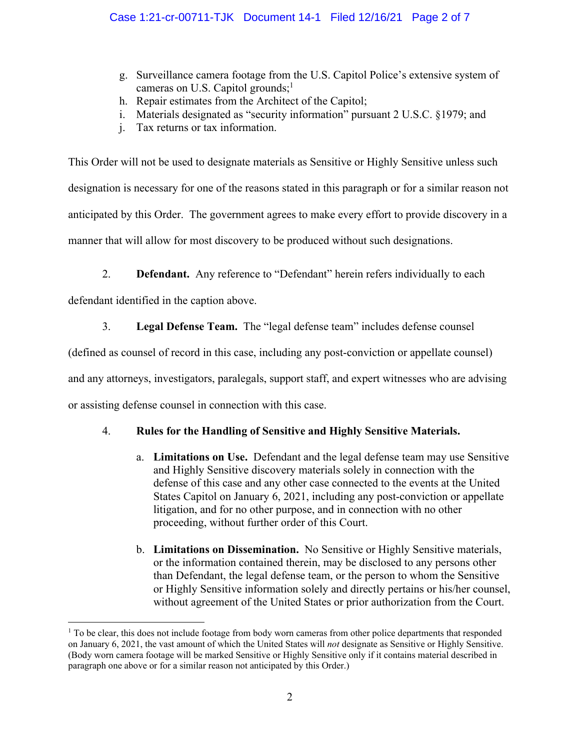g. Surveillance camera footage from the U.S. Capitol Police's extensive system of cameras on U.S. Capitol grounds;[1]
h. Repair estimates from the Architect of the Capitol;
i. Materials designated as "security information" pursuant 2 U.S.C. §1979; and
j. Tax returns or tax information.

This Order will not be used to designate materials as Sensitive or Highly Sensitive unless such designation is necessary for one of the reasons stated in this paragraph or for a similar reason not anticipated by this Order. The government agrees to make every effort to provide discovery in a manner that will allow for most discovery to be produced without such designations.

2. **Defendant.** Any reference to "Defendant" herein refers individually to each defendant identified in the caption above.

3. **Legal Defense Team.** The "legal defense team" includes defense counsel (defined as counsel of record in this case, including any post-conviction or appellate counsel) and any attorneys, investigators, paralegals, support staff, and expert witnesses who are advising or assisting defense counsel in connection with this case.

4. **Rules for the Handling of Sensitive and Highly Sensitive Materials.**

a. **Limitations on Use.** Defendant and the legal defense team may use Sensitive and Highly Sensitive discovery materials solely in connection with the defense of this case and any other case connected to the events at the United States Capitol on January 6, 2021, including any post-conviction or appellate litigation, and for no other purpose, and in connection with no other proceeding, without further order of this Court.

b. **Limitations on Dissemination.** No Sensitive or Highly Sensitive materials, or the information contained therein, may be disclosed to any persons other than Defendant, the legal defense team, or the person to whom the Sensitive or Highly Sensitive information solely and directly pertains or his/her counsel, without agreement of the United States or prior authorization from the Court.

[1] To be clear, this does not include footage from body worn cameras from other police departments that responded on January 6, 2021, the vast amount of which the United States will *not* designate as Sensitive or Highly Sensitive. (Body worn camera footage will be marked Sensitive or Highly Sensitive only if it contains material described in paragraph one above or for a similar reason not anticipated by this Order.)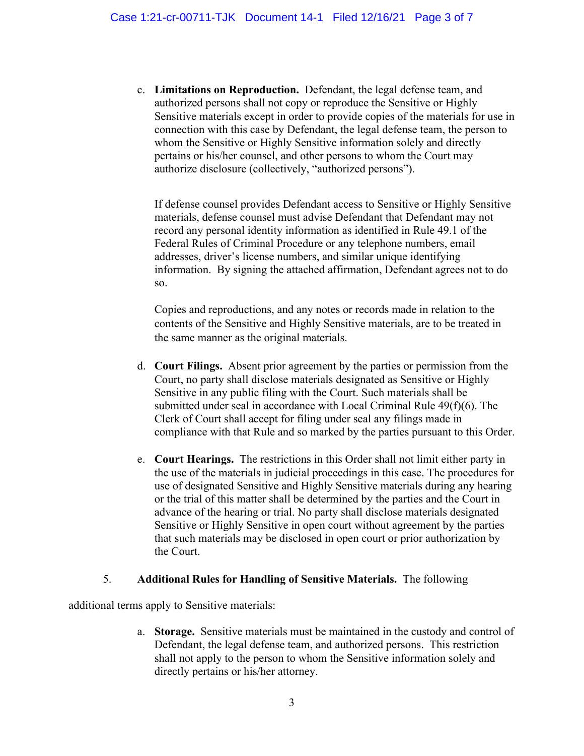c. **Limitations on Reproduction.** Defendant, the legal defense team, and authorized persons shall not copy or reproduce the Sensitive or Highly Sensitive materials except in order to provide copies of the materials for use in connection with this case by Defendant, the legal defense team, the person to whom the Sensitive or Highly Sensitive information solely and directly pertains or his/her counsel, and other persons to whom the Court may authorize disclosure (collectively, "authorized persons").

   If defense counsel provides Defendant access to Sensitive or Highly Sensitive materials, defense counsel must advise Defendant that Defendant may not record any personal identity information as identified in Rule 49.1 of the Federal Rules of Criminal Procedure or any telephone numbers, email addresses, driver's license numbers, and similar unique identifying information. By signing the attached affirmation, Defendant agrees not to do so.

   Copies and reproductions, and any notes or records made in relation to the contents of the Sensitive and Highly Sensitive materials, are to be treated in the same manner as the original materials.

d. **Court Filings.** Absent prior agreement by the parties or permission from the Court, no party shall disclose materials designated as Sensitive or Highly Sensitive in any public filing with the Court. Such materials shall be submitted under seal in accordance with Local Criminal Rule 49(f)(6). The Clerk of Court shall accept for filing under seal any filings made in compliance with that Rule and so marked by the parties pursuant to this Order.

e. **Court Hearings.** The restrictions in this Order shall not limit either party in the use of the materials in judicial proceedings in this case. The procedures for use of designated Sensitive and Highly Sensitive materials during any hearing or the trial of this matter shall be determined by the parties and the Court in advance of the hearing or trial. No party shall disclose materials designated Sensitive or Highly Sensitive in open court without agreement by the parties that such materials may be disclosed in open court or prior authorization by the Court.

5. **Additional Rules for Handling of Sensitive Materials.** The following additional terms apply to Sensitive materials:

   a. **Storage.** Sensitive materials must be maintained in the custody and control of Defendant, the legal defense team, and authorized persons. This restriction shall not apply to the person to whom the Sensitive information solely and directly pertains or his/her attorney.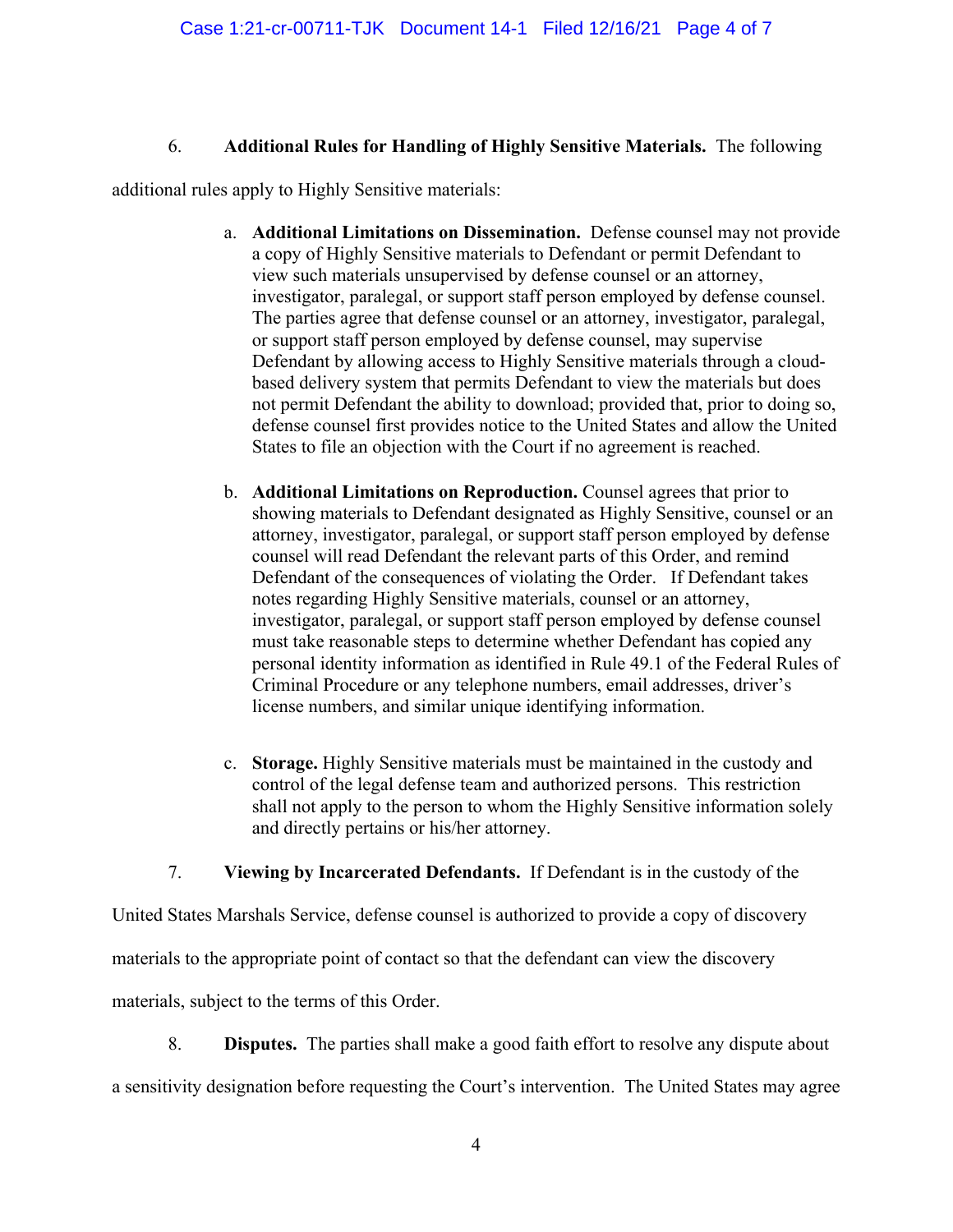6. **Additional Rules for Handling of Highly Sensitive Materials.** The following additional rules apply to Highly Sensitive materials:

a. **Additional Limitations on Dissemination.** Defense counsel may not provide a copy of Highly Sensitive materials to Defendant or permit Defendant to view such materials unsupervised by defense counsel or an attorney, investigator, paralegal, or support staff person employed by defense counsel. The parties agree that defense counsel or an attorney, investigator, paralegal, or support staff person employed by defense counsel, may supervise Defendant by allowing access to Highly Sensitive materials through a cloud-based delivery system that permits Defendant to view the materials but does not permit Defendant the ability to download; provided that, prior to doing so, defense counsel first provides notice to the United States and allow the United States to file an objection with the Court if no agreement is reached.

b. **Additional Limitations on Reproduction.** Counsel agrees that prior to showing materials to Defendant designated as Highly Sensitive, counsel or an attorney, investigator, paralegal, or support staff person employed by defense counsel will read Defendant the relevant parts of this Order, and remind Defendant of the consequences of violating the Order. If Defendant takes notes regarding Highly Sensitive materials, counsel or an attorney, investigator, paralegal, or support staff person employed by defense counsel must take reasonable steps to determine whether Defendant has copied any personal identity information as identified in Rule 49.1 of the Federal Rules of Criminal Procedure or any telephone numbers, email addresses, driver's license numbers, and similar unique identifying information.

c. **Storage.** Highly Sensitive materials must be maintained in the custody and control of the legal defense team and authorized persons. This restriction shall not apply to the person to whom the Highly Sensitive information solely and directly pertains or his/her attorney.

7. **Viewing by Incarcerated Defendants.** If Defendant is in the custody of the United States Marshals Service, defense counsel is authorized to provide a copy of discovery materials to the appropriate point of contact so that the defendant can view the discovery materials, subject to the terms of this Order.

8. **Disputes.** The parties shall make a good faith effort to resolve any dispute about a sensitivity designation before requesting the Court's intervention. The United States may agree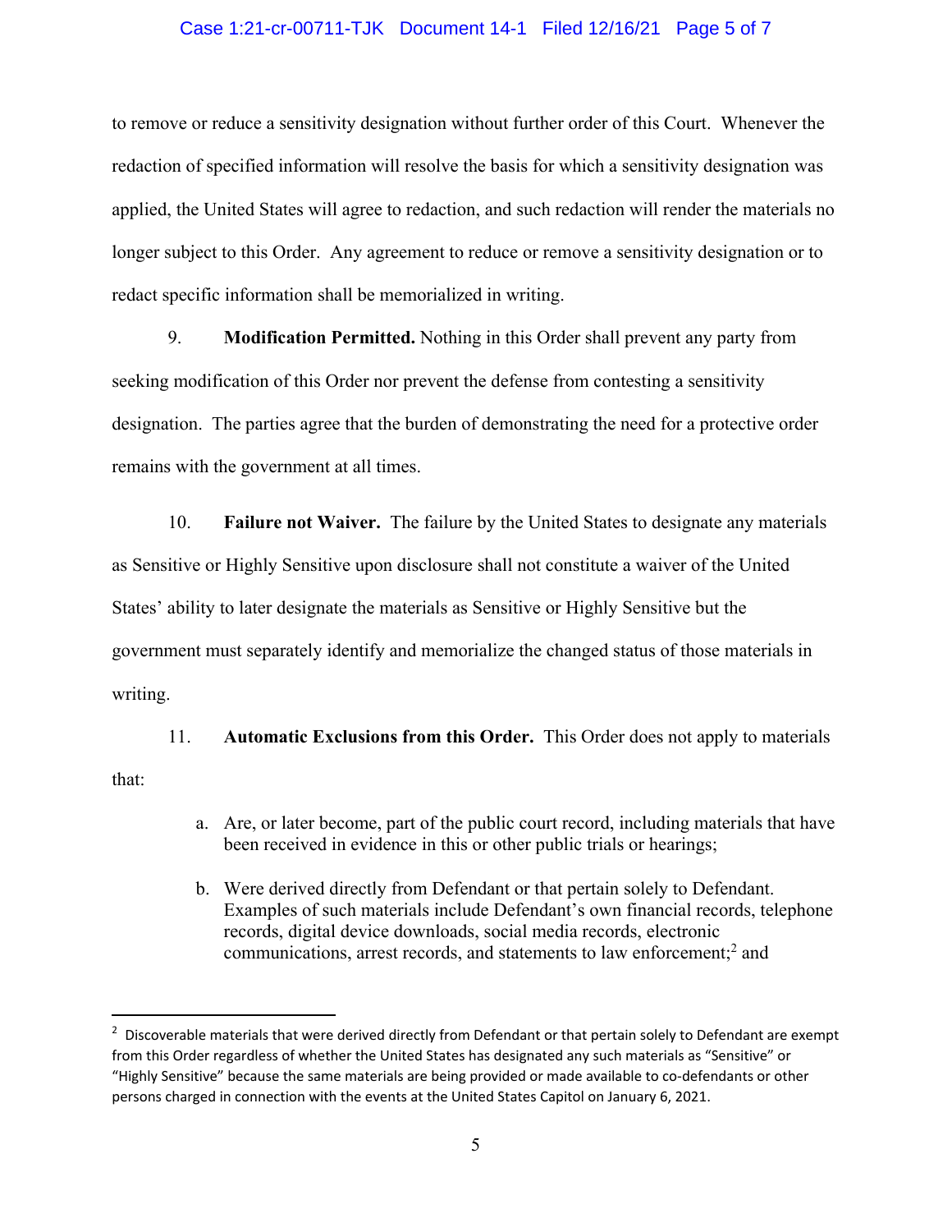to remove or reduce a sensitivity designation without further order of this Court. Whenever the redaction of specified information will resolve the basis for which a sensitivity designation was applied, the United States will agree to redaction, and such redaction will render the materials no longer subject to this Order. Any agreement to reduce or remove a sensitivity designation or to redact specific information shall be memorialized in writing.

9. **Modification Permitted.** Nothing in this Order shall prevent any party from seeking modification of this Order nor prevent the defense from contesting a sensitivity designation. The parties agree that the burden of demonstrating the need for a protective order remains with the government at all times.

10. **Failure not Waiver.** The failure by the United States to designate any materials as Sensitive or Highly Sensitive upon disclosure shall not constitute a waiver of the United States' ability to later designate the materials as Sensitive or Highly Sensitive but the government must separately identify and memorialize the changed status of those materials in writing.

11. **Automatic Exclusions from this Order.** This Order does not apply to materials that:

a. Are, or later become, part of the public court record, including materials that have been received in evidence in this or other public trials or hearings;

b. Were derived directly from Defendant or that pertain solely to Defendant. Examples of such materials include Defendant's own financial records, telephone records, digital device downloads, social media records, electronic communications, arrest records, and statements to law enforcement;[2] and

[2] Discoverable materials that were derived directly from Defendant or that pertain solely to Defendant are exempt from this Order regardless of whether the United States has designated any such materials as "Sensitive" or "Highly Sensitive" because the same materials are being provided or made available to co-defendants or other persons charged in connection with the events at the United States Capitol on January 6, 2021.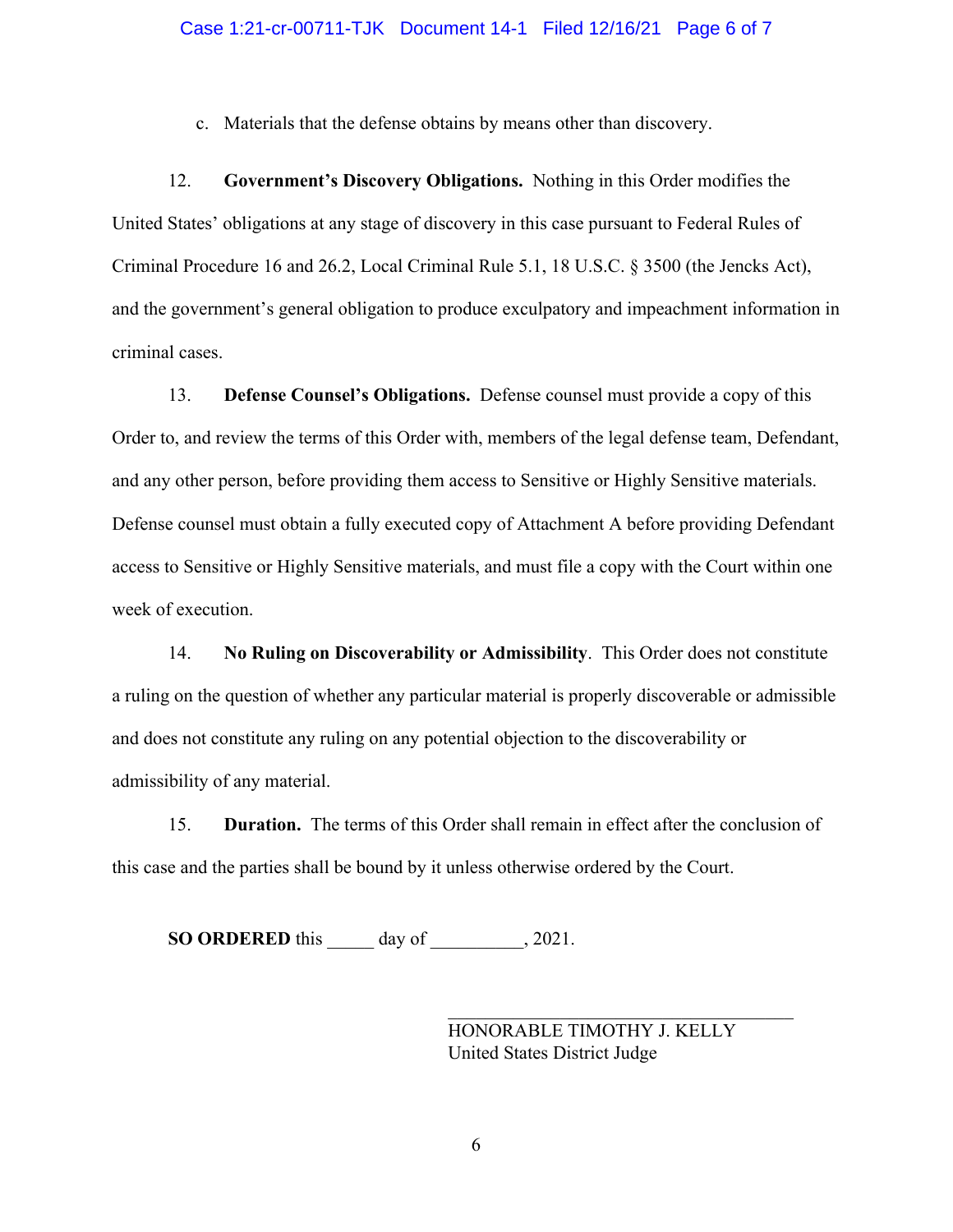c. Materials that the defense obtains by means other than discovery.

12. **Government's Discovery Obligations.** Nothing in this Order modifies the United States' obligations at any stage of discovery in this case pursuant to Federal Rules of Criminal Procedure 16 and 26.2, Local Criminal Rule 5.1, 18 U.S.C. § 3500 (the Jencks Act), and the government's general obligation to produce exculpatory and impeachment information in criminal cases.

13. **Defense Counsel's Obligations.** Defense counsel must provide a copy of this Order to, and review the terms of this Order with, members of the legal defense team, Defendant, and any other person, before providing them access to Sensitive or Highly Sensitive materials. Defense counsel must obtain a fully executed copy of Attachment A before providing Defendant access to Sensitive or Highly Sensitive materials, and must file a copy with the Court within one week of execution.

14. **No Ruling on Discoverability or Admissibility**. This Order does not constitute a ruling on the question of whether any particular material is properly discoverable or admissible and does not constitute any ruling on any potential objection to the discoverability or admissibility of any material.

15. **Duration.** The terms of this Order shall remain in effect after the conclusion of this case and the parties shall be bound by it unless otherwise ordered by the Court.

**SO ORDERED** this _____ day of __________, 2021.

___________________________________
HONORABLE TIMOTHY J. KELLY
United States District Judge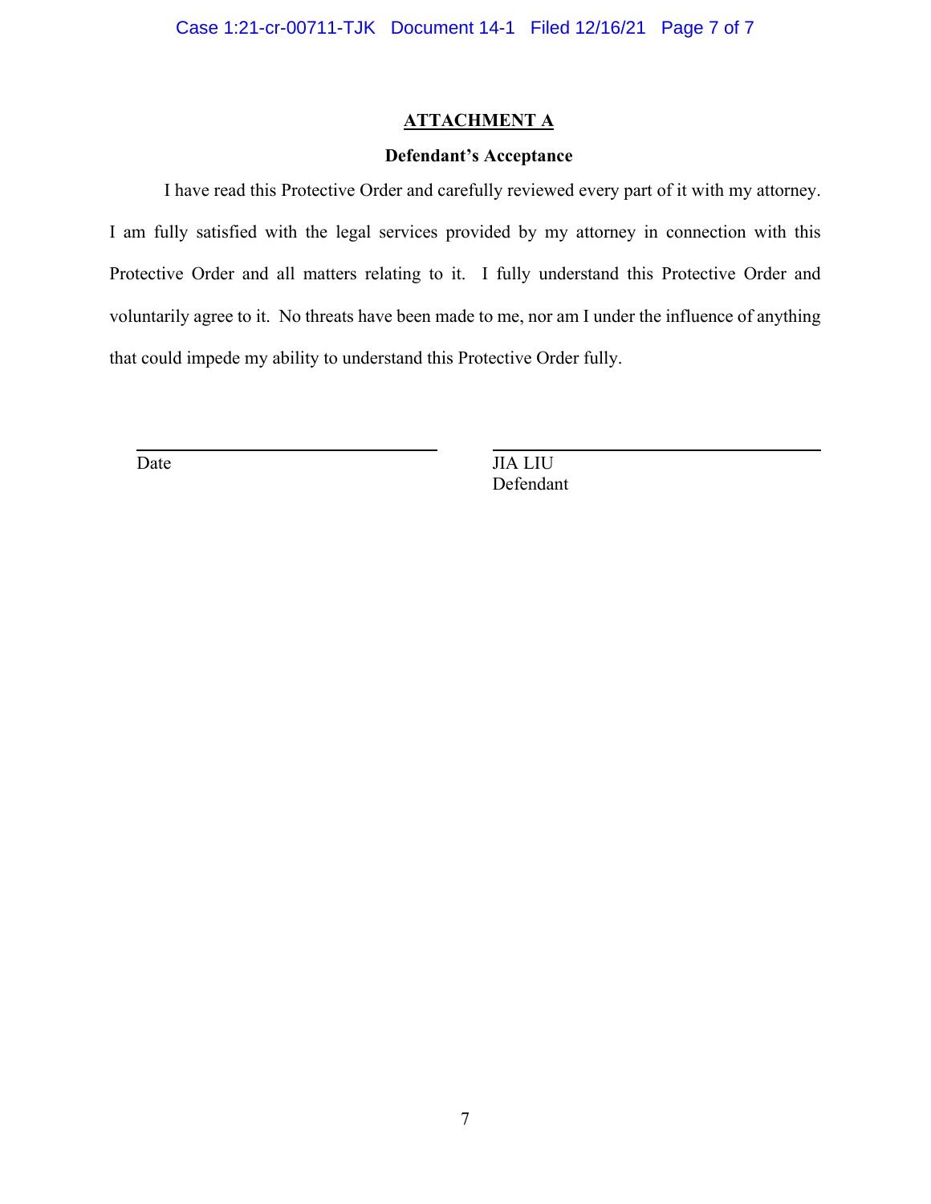## ATTACHMENT A

### Defendant's Acceptance

I have read this Protective Order and carefully reviewed every part of it with my attorney. I am fully satisfied with the legal services provided by my attorney in connection with this Protective Order and all matters relating to it. I fully understand this Protective Order and voluntarily agree to it. No threats have been made to me, nor am I under the influence of anything that could impede my ability to understand this Protective Order fully.

\_\_\_\_\_\_\_\_\_\_\_\_\_\_\_\_\_\_\_\_\_\_\_\_\_\_\_\_\_\_
Date

\_\_\_\_\_\_\_\_\_\_\_\_\_\_\_\_\_\_\_\_\_\_\_\_\_\_\_\_\_\_
JIA LIU
Defendant